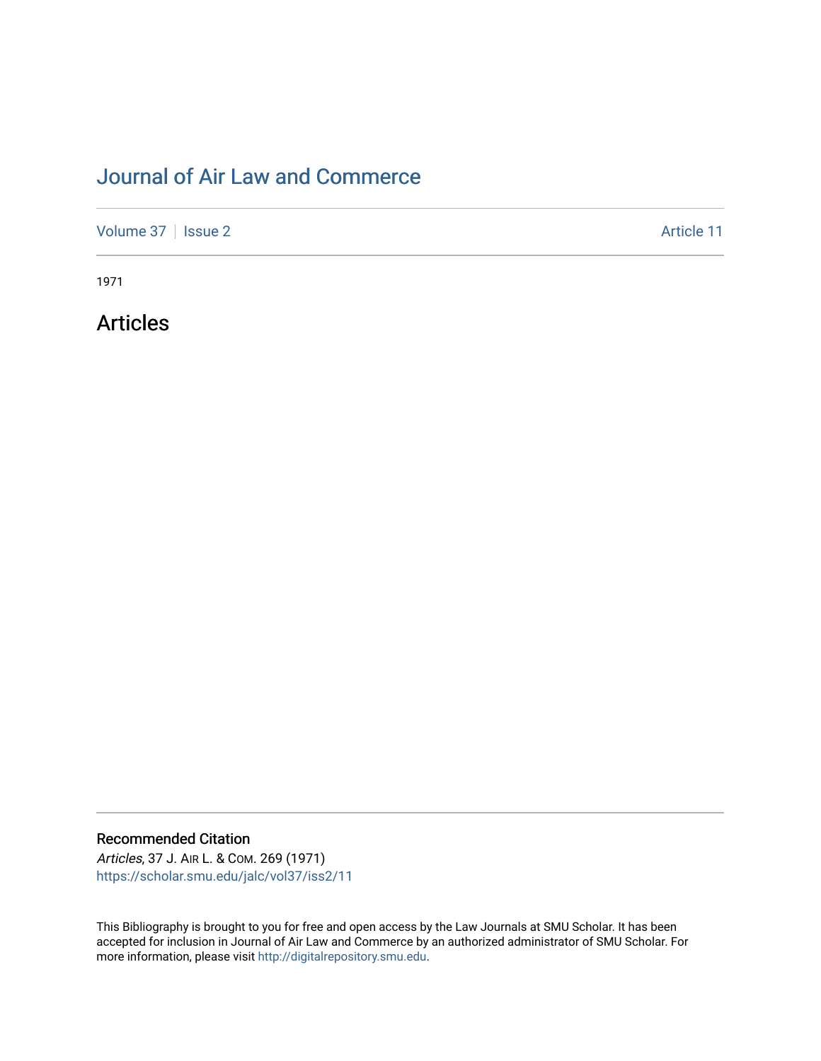# Journal of Air Law and Commerce

Volume 37 | Issue 2 | Article 11

1971

## Articles

### Recommended Citation

*Articles*, 37 J. Air L. & Com. 269 (1971)
https://scholar.smu.edu/jalc/vol37/iss2/11

This Bibliography is brought to you for free and open access by the Law Journals at SMU Scholar. It has been accepted for inclusion in Journal of Air Law and Commerce by an authorized administrator of SMU Scholar. For more information, please visit http://digitalrepository.smu.edu.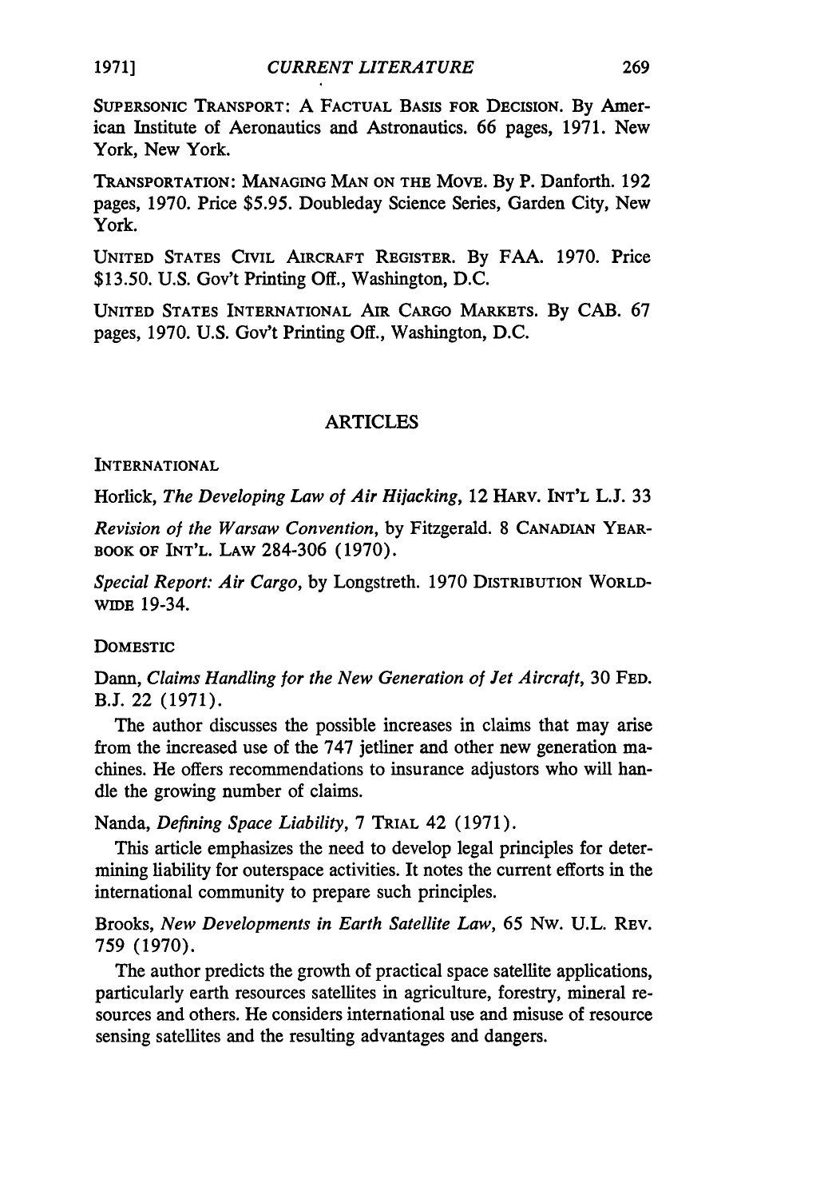SUPERSONIC TRANSPORT: A FACTUAL BASIS FOR DECISION. By American Institute of Aeronautics and Astronautics. 66 pages, 1971. New York, New York.

TRANSPORTATION: MANAGING MAN ON THE MOVE. By P. Danforth. 192 pages, 1970. Price $5.95. Doubleday Science Series, Garden City, New York.

UNITED STATES CIVIL AIRCRAFT REGISTER. By FAA. 1970. Price $13.50. U.S. Gov't Printing Off., Washington, D.C.

UNITED STATES INTERNATIONAL AIR CARGO MARKETS. By CAB. 67 pages, 1970. U.S. Gov't Printing Off., Washington, D.C.

## ARTICLES

### INTERNATIONAL

Horlick, *The Developing Law of Air Hijacking*, 12 HARV. INT'L L.J. 33

*Revision of the Warsaw Convention*, by Fitzgerald. 8 CANADIAN YEARBOOK OF INT'L. LAW 284-306 (1970).

*Special Report: Air Cargo*, by Longstreth. 1970 DISTRIBUTION WORLDWIDE 19-34.

### DOMESTIC

Dann, *Claims Handling for the New Generation of Jet Aircraft*, 30 FED. B.J. 22 (1971).

The author discusses the possible increases in claims that may arise from the increased use of the 747 jetliner and other new generation machines. He offers recommendations to insurance adjustors who will handle the growing number of claims.

Nanda, *Defining Space Liability*, 7 TRIAL 42 (1971).

This article emphasizes the need to develop legal principles for determining liability for outerspace activities. It notes the current efforts in the international community to prepare such principles.

Brooks, *New Developments in Earth Satellite Law*, 65 NW. U.L. REV. 759 (1970).

The author predicts the growth of practical space satellite applications, particularly earth resources satellites in agriculture, forestry, mineral resources and others. He considers international use and misuse of resource sensing satellites and the resulting advantages and dangers.